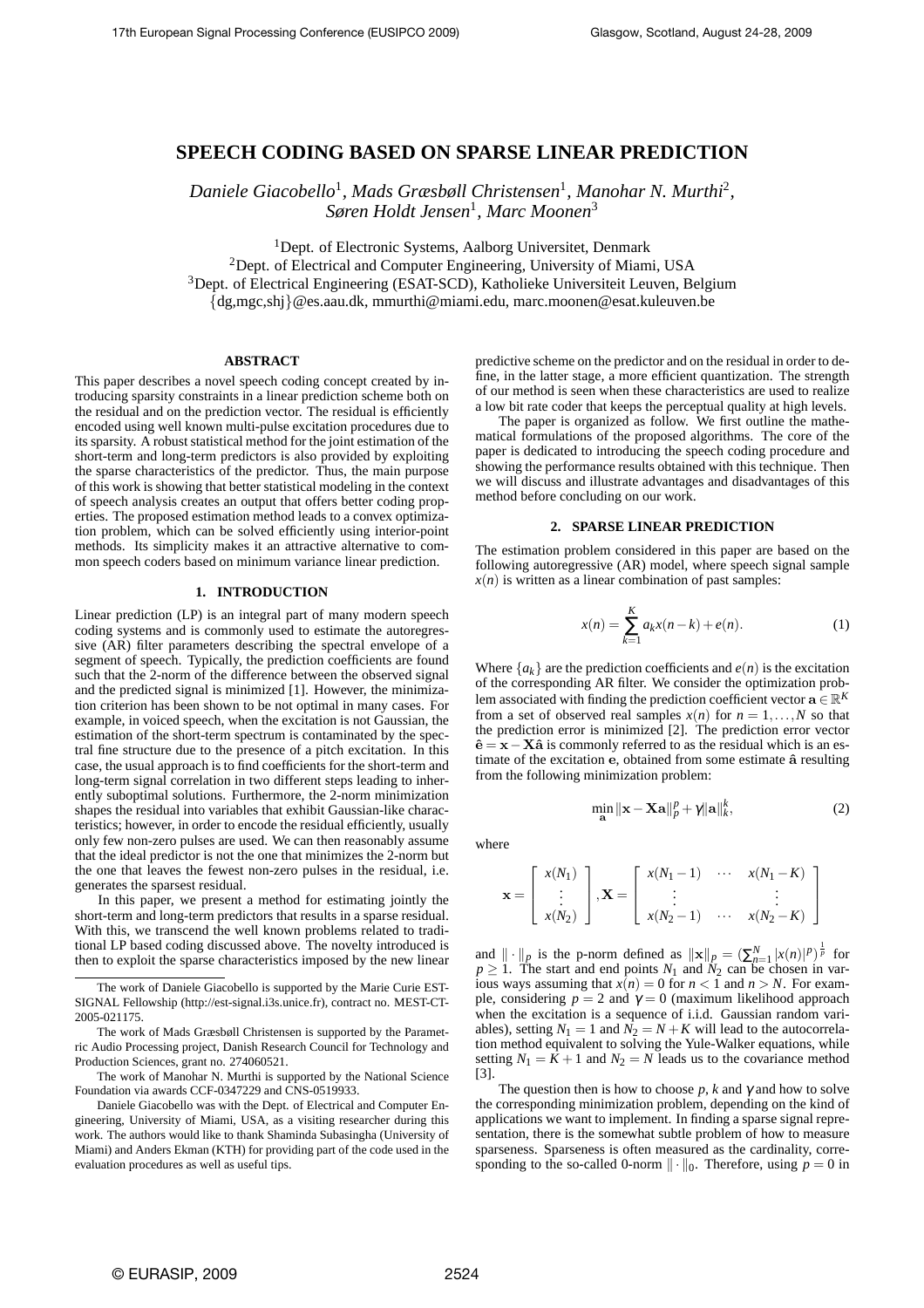# SPEECH CODING BASED ON SPARSE LINEAR PREDICTION

*Daniele Giacobello*[1], *Mads Græsbøll Christensen*[1], *Manohar N. Murthi*[2], *Søren Holdt Jensen*[1], *Marc Moonen*[3]

[1]Dept. of Electronic Systems, Aalborg Universitet, Denmark
[2]Dept. of Electrical and Computer Engineering, University of Miami, USA
[3]Dept. of Electrical Engineering (ESAT-SCD), Katholieke Universiteit Leuven, Belgium
{dg,mgc,shj}@es.aau.dk, mmurthi@miami.edu, marc.moonen@esat.kuleuven.be

## ABSTRACT

This paper describes a novel speech coding concept created by introducing sparsity constraints in a linear prediction scheme both on the residual and on the prediction vector. The residual is efficiently encoded using well known multi-pulse excitation procedures due to its sparsity. A robust statistical method for the joint estimation of the short-term and long-term predictors is also provided by exploiting the sparse characteristics of the predictor. Thus, the main purpose of this work is showing that better statistical modeling in the context of speech analysis creates an output that offers better coding properties. The proposed estimation method leads to a convex optimization problem, which can be solved efficiently using interior-point methods. Its simplicity makes it an attractive alternative to common speech coders based on minimum variance linear prediction.

## 1. INTRODUCTION

Linear prediction (LP) is an integral part of many modern speech coding systems and is commonly used to estimate the autoregressive (AR) filter parameters describing the spectral envelope of a segment of speech. Typically, the prediction coefficients are found such that the 2-norm of the difference between the observed signal and the predicted signal is minimized [1]. However, the minimization criterion has been shown to be not optimal in many cases. For example, in voiced speech, when the excitation is not Gaussian, the estimation of the short-term spectrum is contaminated by the spectral fine structure due to the presence of a pitch excitation. In this case, the usual approach is to find coefficients for the short-term and long-term signal correlation in two different steps leading to inherently suboptimal solutions. Furthermore, the 2-norm minimization shapes the residual into variables that exhibit Gaussian-like characteristics; however, in order to encode the residual efficiently, usually only few non-zero pulses are used. We can then reasonably assume that the ideal predictor is not the one that minimizes the 2-norm but the one that leaves the fewest non-zero pulses in the residual, i.e. generates the sparsest residual.

In this paper, we present a method for estimating jointly the short-term and long-term predictors that results in a sparse residual. With this, we transcend the well known problems related to traditional LP based coding discussed above. The novelty introduced is then to exploit the sparse characteristics imposed by the new linear predictive scheme on the predictor and on the residual in order to define, in the latter stage, a more efficient quantization. The strength of our method is seen when these characteristics are used to realize a low bit rate coder that keeps the perceptual quality at high levels.

The paper is organized as follow. We first outline the mathematical formulations of the proposed algorithms. The core of the paper is dedicated to introducing the speech coding procedure and showing the performance results obtained with this technique. Then we will discuss and illustrate advantages and disadvantages of this method before concluding on our work.

## 2. SPARSE LINEAR PREDICTION

The estimation problem considered in this paper are based on the following autoregressive (AR) model, where speech signal sample $x(n)$ is written as a linear combination of past samples:

$$x(n) = \sum_{k=1}^{K} a_k x(n-k) + e(n). \tag{1}$$

Where $\{a_k\}$ are the prediction coefficients and $e(n)$ is the excitation of the corresponding AR filter. We consider the optimization problem associated with finding the prediction coefficient vector $\mathbf{a} \in \mathbb{R}^K$ from a set of observed real samples $x(n)$ for $n = 1,\dots,N$ so that the prediction error is minimized [2]. The prediction error vector $\hat{\mathbf{e}} = \mathbf{x} - \mathbf{X}\hat{\mathbf{a}}$ is commonly referred to as the residual which is an estimate of the excitation $\mathbf{e}$, obtained from some estimate $\hat{\mathbf{a}}$ resulting from the following minimization problem:

$$\min_{\mathbf{a}} \|\mathbf{x} - \mathbf{X}\mathbf{a}\|_p^p + \gamma \|\mathbf{a}\|_k^k, \tag{2}$$

where

$$\mathbf{x} = \begin{bmatrix} x(N_1) \\ \vdots \\ x(N_2) \end{bmatrix}, \mathbf{X} = \begin{bmatrix} x(N_1-1) & \cdots & x(N_1-K) \\ \vdots & & \vdots \\ x(N_2-1) & \cdots & x(N_2-K) \end{bmatrix}$$

and $\|\cdot\|_p$ is the p-norm defined as $\|\mathbf{x}\|_p = (\sum_{n=1}^{N} |x(n)|^p)^{\frac{1}{p}}$ for $p \geq 1$. The start and end points $N_1$ and $N_2$ can be chosen in various ways assuming that $x(n) = 0$ for $n < 1$ and $n > N$. For example, considering $p = 2$ and $\gamma = 0$ (maximum likelihood approach when the excitation is a sequence of i.i.d. Gaussian random variables), setting $N_1 = 1$ and $N_2 = N + K$ will lead to the autocorrelation method equivalent to solving the Yule-Walker equations, while setting $N_1 = K + 1$ and $N_2 = N$ leads us to the covariance method [3].

The question then is how to choose $p$, $k$ and $\gamma$ and how to solve the corresponding minimization problem, depending on the kind of applications we want to implement. In finding a sparse signal representation, there is the somewhat subtle problem of how to measure sparseness. Sparseness is often measured as the cardinality, corresponding to the so-called 0-norm $\|\cdot\|_0$. Therefore, using $p = 0$ in

---

The work of Daniele Giacobello is supported by the Marie Curie EST-SIGNAL Fellowship (http://est-signal.i3s.unice.fr), contract no. MEST-CT-2005-021175.

The work of Mads Græsbøll Christensen is supported by the Parametric Audio Processing project, Danish Research Council for Technology and Production Sciences, grant no. 274060521.

The work of Manohar N. Murthi is supported by the National Science Foundation via awards CCF-0347229 and CNS-0519933.

Daniele Giacobello was with the Dept. of Electrical and Computer Engineering, University of Miami, USA, as a visiting researcher during this work. The authors would like to thank Shaminda Subasingha (University of Miami) and Anders Ekman (KTH) for providing part of the code used in the evaluation procedures as well as useful tips.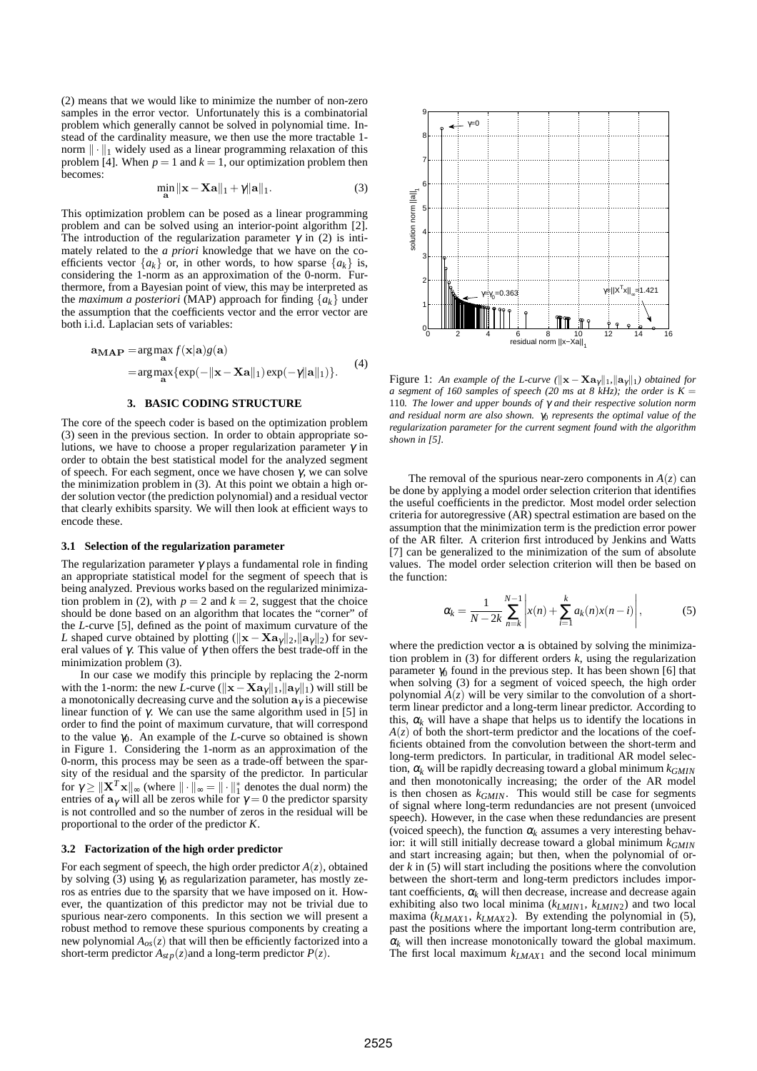(2) means that we would like to minimize the number of non-zero samples in the error vector. Unfortunately this is a combinatorial problem which generally cannot be solved in polynomial time. Instead of the cardinality measure, we then use the more tractable 1-norm $\|\cdot\|_1$ widely used as a linear programming relaxation of this problem [4]. When $p=1$ and $k=1$, our optimization problem then becomes:

$$\min_{\mathbf{a}} \|\mathbf{x}-\mathbf{X}\mathbf{a}\|_1 + \gamma\|\mathbf{a}\|_1. \tag{3}$$

This optimization problem can be posed as a linear programming problem and can be solved using an interior-point algorithm [2]. The introduction of the regularization parameter $\gamma$ in (2) is intimately related to the *a priori* knowledge that we have on the coefficients vector $\{a_k\}$ or, in other words, to how sparse $\{a_k\}$ is, considering the 1-norm as an approximation of the 0-norm. Furthermore, from a Bayesian point of view, this may be interpreted as the *maximum a posteriori* (MAP) approach for finding $\{a_k\}$ under the assumption that the coefficients vector and the error vector are both i.i.d. Laplacian sets of variables:

$$\begin{aligned}\mathbf{a}_{\mathbf{MAP}} &= \arg\max_{\mathbf{a}} f(\mathbf{x}|\mathbf{a})g(\mathbf{a}) \\ &= \arg\max_{\mathbf{a}} \{\exp(-\|\mathbf{x}-\mathbf{X}\mathbf{a}\|_1)\exp(-\gamma\|\mathbf{a}\|_1)\}.\end{aligned} \tag{4}$$

## 3. BASIC CODING STRUCTURE

The core of the speech coder is based on the optimization problem (3) seen in the previous section. In order to obtain appropriate solutions, we have to choose a proper regularization parameter $\gamma$ in order to obtain the best statistical model for the analyzed segment of speech. For each segment, once we have chosen $\gamma$, we can solve the minimization problem in (3). At this point we obtain a high order solution vector (the prediction polynomial) and a residual vector that clearly exhibits sparsity. We will then look at efficient ways to encode these.

### 3.1 Selection of the regularization parameter

The regularization parameter $\gamma$ plays a fundamental role in finding an appropriate statistical model for the segment of speech that is being analyzed. Previous works based on the regularized minimization problem in (2), with $p=2$ and $k=2$, suggest that the choice should be done based on an algorithm that locates the "corner" of the *L*-curve [5], defined as the point of maximum curvature of the *L* shaped curve obtained by plotting $(\|\mathbf{x}-\mathbf{X}\mathbf{a}_\gamma\|_2, \|\mathbf{a}_\gamma\|_2)$ for several values of $\gamma$. This value of $\gamma$ then offers the best trade-off in the minimization problem (3).

In our case we modify this principle by replacing the 2-norm with the 1-norm: the new *L*-curve $(\|\mathbf{x}-\mathbf{X}\mathbf{a}_\gamma\|_1, \|\mathbf{a}_\gamma\|_1)$ will still be a monotonically decreasing curve and the solution $\mathbf{a}_\gamma$ is a piecewise linear function of $\gamma$. We can use the same algorithm used in [5] in order to find the point of maximum curvature, that will correspond to the value $\gamma_0$. An example of the *L*-curve so obtained is shown in Figure 1. Considering the 1-norm as an approximation of the 0-norm, this process may be seen as a trade-off between the sparsity of the residual and the sparsity of the predictor. In particular for $\gamma \geq \|\mathbf{X}^T\mathbf{x}\|_\infty$ (where $\|\cdot\|_\infty = \|\cdot\|_1^*$ denotes the dual norm) the entries of $\mathbf{a}_\gamma$ will all be zeros while for $\gamma = 0$ the predictor sparsity is not controlled and so the number of zeros in the residual will be proportional to the order of the predictor $K$.

### 3.2 Factorization of the high order predictor

For each segment of speech, the high order predictor $A(z)$, obtained by solving (3) using $\gamma_0$ as regularization parameter, has mostly zeros as entries due to the sparsity that we have imposed on it. However, the quantization of this predictor may not be trivial due to spurious near-zero components. In this section we will present a robust method to remove these spurious components by creating a new polynomial $A_{os}(z)$ that will then be efficiently factorized into a short-term predictor $A_{stp}(z)$and a long-term predictor $P(z)$.

Figure 1: *An example of the L-curve ($\|\mathbf{x}-\mathbf{X}\mathbf{a}_\gamma\|_1, \|\mathbf{a}_\gamma\|_1$) obtained for a segment of 160 samples of speech (20 ms at 8 kHz); the order is $K=110$. The lower and upper bounds of $\gamma$ and their respective solution norm and residual norm are also shown. $\gamma_0$ represents the optimal value of the regularization parameter for the current segment found with the algorithm shown in [5].*

The removal of the spurious near-zero components in $A(z)$ can be done by applying a model order selection criterion that identifies the useful coefficients in the predictor. Most model order selection criteria for autoregressive (AR) spectral estimation are based on the assumption that the minimization term is the prediction error power of the AR filter. A criterion first introduced by Jenkins and Watts [7] can be generalized to the minimization of the sum of absolute values. The model order selection criterion will then be based on the function:

$$\alpha_k = \frac{1}{N-2k}\sum_{n=k}^{N-1}\left| x(n) + \sum_{i=1}^{k} a_k(n)x(n-i)\right|, \tag{5}$$

where the prediction vector $\mathbf{a}$ is obtained by solving the minimization problem in (3) for different orders $k$, using the regularization parameter $\gamma_0$ found in the previous step. It has been shown [6] that when solving (3) for a segment of voiced speech, the high order polynomial $A(z)$ will be very similar to the convolution of a short-term linear predictor and a long-term linear predictor. According to this, $\alpha_k$ will have a shape that helps us to identify the locations in $A(z)$ of both the short-term predictor and the locations of the coefficients obtained from the convolution between the short-term and long-term predictors. In particular, in traditional AR model selection, $\alpha_k$ will be rapidly decreasing toward a global minimum $k_{GMIN}$ and then monotonically increasing; the order of the AR model is then chosen as $k_{GMIN}$. This would still be case for segments of signal where long-term redundancies are not present (unvoiced speech). However, in the case when these redundancies are present (voiced speech), the function $\alpha_k$ assumes a very interesting behavior: it will still initially decrease toward a global minimum $k_{GMIN}$ and start increasing again; but then, when the polynomial of order $k$ in (5) will start including the positions where the convolution between the short-term and long-term predictors includes important coefficients, $\alpha_k$ will then decrease, increase and decrease again exhibiting also two local minima ($k_{LMIN1}$, $k_{LMIN2}$) and two local maxima ($k_{LMAX1}$, $k_{LMAX2}$). By extending the polynomial in (5), past the positions where the important long-term contribution are, $\alpha_k$ will then increase monotonically toward the global maximum. The first local maximum $k_{LMAX1}$ and the second local minimum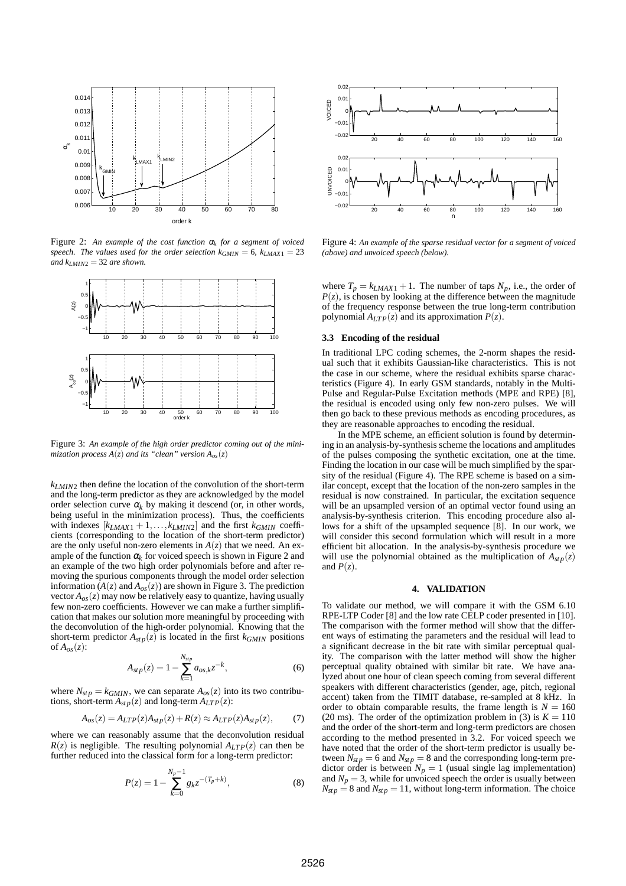Figure 2: *An example of the cost function $\alpha_k$ for a segment of voiced speech. The values used for the order selection $k_{GMIN} = 6$, $k_{LMAX1} = 23$ and $k_{LMIN2} = 32$ are shown.*

Figure 3: *An example of the high order predictor coming out of the minimization process $A(z)$ and its "clean" version $A_{os}(z)$*

$k_{LMIN2}$ then define the location of the convolution of the short-term and the long-term predictor as they are acknowledged by the model order selection curve $\alpha_k$ by making it descend (or, in other words, being useful in the minimization process). Thus, the coefficients with indexes $[k_{LMAX1}+1,\ldots,k_{LMIN2}]$ and the first $k_{GMIN}$ coefficients (corresponding to the location of the short-term predictor) are the only useful non-zero elements in $A(z)$ that we need. An example of the function $\alpha_k$ for voiced speech is shown in Figure 2 and an example of the two high order polynomials before and after removing the spurious components through the model order selection information ($A(z)$ and $A_{os}(z)$) are shown in Figure 3. The prediction vector $A_{os}(z)$ may now be relatively easy to quantize, having usually few non-zero coefficients. However we can make a further simplification that makes our solution more meaningful by proceeding with the deconvolution of the high-order polynomial. Knowing that the short-term predictor $A_{stp}(z)$ is located in the first $k_{GMIN}$ positions of $A_{os}(z)$:

$$A_{stp}(z) = 1 - \sum_{k=1}^{N_{stp}} a_{os,k} z^{-k}, \tag{6}$$

where $N_{stp} = k_{GMIN}$, we can separate $A_{os}(z)$ into its two contributions, short-term $A_{stp}(z)$ and long-term $A_{LTP}(z)$:

$$A_{os}(z) = A_{LTP}(z)A_{stp}(z) + R(z) \approx A_{LTP}(z)A_{stp}(z), \tag{7}$$

where we can reasonably assume that the deconvolution residual $R(z)$ is negligible. The resulting polynomial $A_{LTP}(z)$ can then be further reduced into the classical form for a long-term predictor:

$$P(z) = 1 - \sum_{k=0}^{N_p-1} g_k z^{-(T_p+k)}, \tag{8}$$

Figure 4: *An example of the sparse residual vector for a segment of voiced (above) and unvoiced speech (below).*

where $T_p = k_{LMAX1} + 1$. The number of taps $N_p$, i.e., the order of $P(z)$, is chosen by looking at the difference between the magnitude of the frequency response between the true long-term contribution polynomial $A_{LTP}(z)$ and its approximation $P(z)$.

### 3.3 Encoding of the residual

In traditional LPC coding schemes, the 2-norm shapes the residual such that it exhibits Gaussian-like characteristics. This is not the case in our scheme, where the residual exhibits sparse characteristics (Figure 4). In early GSM standards, notably in the Multi-Pulse and Regular-Pulse Excitation methods (MPE and RPE) [8], the residual is encoded using only few non-zero pulses. We will then go back to these previous methods as encoding procedures, as they are reasonable approaches to encoding the residual.

In the MPE scheme, an efficient solution is found by determining in an analysis-by-synthesis scheme the locations and amplitudes of the pulses composing the synthetic excitation, one at the time. Finding the location in our case will be much simplified by the sparsity of the residual (Figure 4). The RPE scheme is based on a similar concept, except that the location of the non-zero samples in the residual is now constrained. In particular, the excitation sequence will be an upsampled version of an optimal vector found using an analysis-by-synthesis criterion. This encoding procedure also allows for a shift of the upsampled sequence [8]. In our work, we will consider this second formulation which will result in a more efficient bit allocation. In the analysis-by-synthesis procedure we will use the polynomial obtained as the multiplication of $A_{stp}(z)$ and $P(z)$.

## 4. VALIDATION

To validate our method, we will compare it with the GSM 6.10 RPE-LTP Coder [8] and the low rate CELP coder presented in [10]. The comparison with the former method will show that the different ways of estimating the parameters and the residual will lead to a significant decrease in the bit rate with similar perceptual quality. The comparison with the latter method will show the higher perceptual quality obtained with similar bit rate. We have analyzed about one hour of clean speech coming from several different speakers with different characteristics (gender, age, pitch, regional accent) taken from the TIMIT database, re-sampled at 8 kHz. In order to obtain comparable results, the frame length is $N = 160$ (20 ms). The order of the optimization problem in (3) is $K = 110$ and the order of the short-term and long-term predictors are chosen according to the method presented in 3.2. For voiced speech we have noted that the order of the short-term predictor is usually between $N_{stp} = 6$ and $N_{stp} = 8$ and the corresponding long-term predictor order is between $N_p = 1$ (usual single lag implementation) and $N_p = 3$, while for unvoiced speech the order is usually between $N_{stp} = 8$ and $N_{stp} = 11$, without long-term information. The choice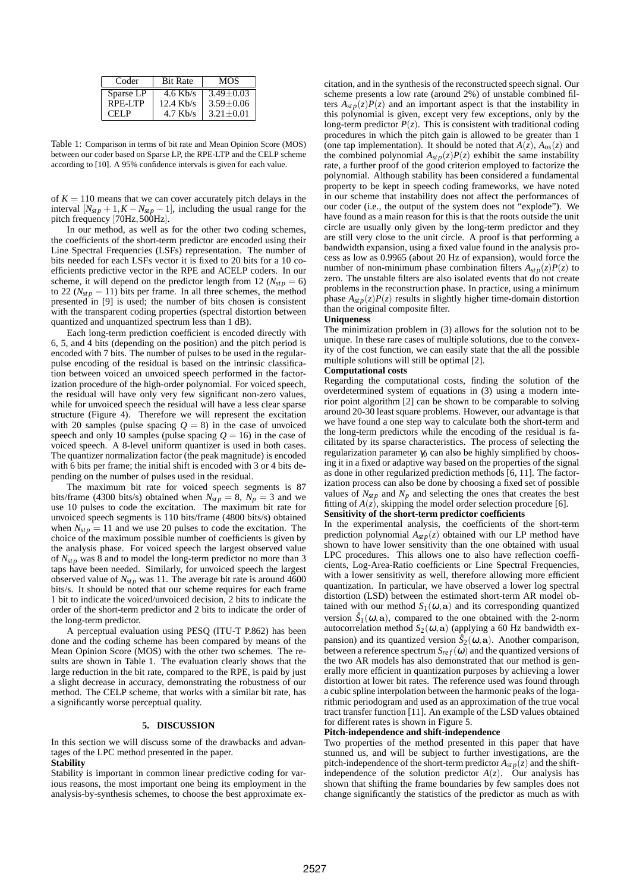| Coder | Bit Rate | MOS |
|---|---|---|
| Sparse LP | 4.6 Kb/s | 3.49±0.03 |
| RPE-LTP | 12.4 Kb/s | 3.59±0.06 |
| CELP | 4.7 Kb/s | 3.21±0.01 |

Table 1: Comparison in terms of bit rate and Mean Opinion Score (MOS) between our coder based on Sparse LP, the RPE-LTP and the CELP scheme according to [10]. A 95% confidence intervals is given for each value.

of $K = 110$ means that we can cover accurately pitch delays in the interval $[N_{stp} + 1, K - N_{stp} - 1]$, including the usual range for the pitch frequency $[70\text{Hz}, 500\text{Hz}]$.

In our method, as well as for the other two coding schemes, the coefficients of the short-term predictor are encoded using their Line Spectral Frequencies (LSFs) representation. The number of bits needed for each LSFs vector it is fixed to 20 bits for a 10 coefficients predictive vector in the RPE and ACELP coders. In our scheme, it will depend on the predictor length from 12 ($N_{stp} = 6$) to 22 ($N_{stp} = 11$) bits per frame. In all three schemes, the method presented in [9] is used; the number of bits chosen is consistent with the transparent coding properties (spectral distortion between quantized and unquantized spectrum less than 1 dB).

Each long-term prediction coefficient is encoded directly with 6, 5, and 4 bits (depending on the position) and the pitch period is encoded with 7 bits. The number of pulses to be used in the regular-pulse encoding of the residual is based on the intrinsic classification between voiced an unvoiced speech performed in the factorization procedure of the high-order polynomial. For voiced speech, the residual will have only very few significant non-zero values, while for unvoiced speech the residual will have a less clear sparse structure (Figure 4). Therefore we will represent the excitation with 20 samples (pulse spacing $Q = 8$) in the case of unvoiced speech and only 10 samples (pulse spacing $Q = 16$) in the case of voiced speech. A 8-level uniform quantizer is used in both cases. The quantizer normalization factor (the peak magnitude) is encoded with 6 bits per frame; the initial shift is encoded with 3 or 4 bits depending on the number of pulses used in the residual.

The maximum bit rate for voiced speech segments is 87 bits/frame (4300 bits/s) obtained when $N_{stp} = 8$, $N_p = 3$ and we use 10 pulses to code the excitation. The maximum bit rate for unvoiced speech segments is 110 bits/frame (4800 bits/s) obtained when $N_{stp} = 11$ and we use 20 pulses to code the excitation. The choice of the maximum possible number of coefficients is given by the analysis phase. For voiced speech the largest observed value of $N_{stp}$ was 8 and to model the long-term predictor no more than 3 taps have been needed. Similarly, for unvoiced speech the largest observed value of $N_{stp}$ was 11. The average bit rate is around 4600 bits/s. It should be noted that our scheme requires for each frame 1 bit to indicate the voiced/unvoiced decision, 2 bits to indicate the order of the short-term predictor and 2 bits to indicate the order of the long-term predictor.

A perceptual evaluation using PESQ (ITU-T P.862) has been done and the coding scheme has been compared by means of the Mean Opinion Score (MOS) with the other two schemes. The results are shown in Table 1. The evaluation clearly shows that the large reduction in the bit rate, compared to the RPE, is paid by just a slight decrease in accuracy, demonstrating the robustness of our method. The CELP scheme, that works with a similar bit rate, has a significantly worse perceptual quality.

## 5. DISCUSSION

In this section we will discuss some of the drawbacks and advantages of the LPC method presented in the paper.

**Stability**

Stability is important in common linear predictive coding for various reasons, the most important one being its employment in the analysis-by-synthesis schemes, to choose the best approximate excitation, and in the synthesis of the reconstructed speech signal. Our scheme presents a low rate (around 2%) of unstable combined filters $A_{stp}(z)P(z)$ and an important aspect is that the instability in this polynomial is given, except very few exceptions, only by the long-term predictor $P(z)$. This is consistent with traditional coding procedures in which the pitch gain is allowed to be greater than 1 (one tap implementation). It should be noted that $A(z)$, $A_{os}(z)$ and the combined polynomial $A_{stp}(z)P(z)$ exhibit the same instability rate, a further proof of the good criterion employed to factorize the polynomial. Although stability has been considered a fundamental property to be kept in speech coding frameworks, we have noted in our scheme that instability does not affect the performances of our coder (i.e., the output of the system does not "explode"). We have found as a main reason for this is that the roots outside the unit circle are usually only given by the long-term predictor and they are still very close to the unit circle. A proof is that performing a bandwidth expansion, using a fixed value found in the analysis process as low as 0.9965 (about 20 Hz of expansion), would force the number of non-minimum phase combination filters $A_{stp}(z)P(z)$ to zero. The unstable filters are also isolated events that do not create problems in the reconstruction phase. In practice, using a minimum phase $A_{stp}(z)P(z)$ results in slightly higher time-domain distortion than the original composite filter.

**Uniqueness**

The minimization problem in (3) allows for the solution not to be unique. In these rare cases of multiple solutions, due to the convexity of the cost function, we can easily state that the all the possible multiple solutions will still be optimal [2].

**Computational costs**

Regarding the computational costs, finding the solution of the overdetermined system of equations in (3) using a modern interior point algorithm [2] can be shown to be comparable to solving around 20-30 least square problems. However, our advantage is that we have found a one step way to calculate both the short-term and the long-term predictors while the encoding of the residual is facilitated by its sparse characteristics. The process of selecting the regularization parameter $\gamma_0$ can also be highly simplified by choosing it in a fixed or adaptive way based on the properties of the signal as done in other regularized prediction methods [6, 11]. The factorization process can also be done by choosing a fixed set of possible values of $N_{stp}$ and $N_p$ and selecting the ones that creates the best fitting of $A(z)$, skipping the model order selection procedure [6].

**Sensitivity of the short-term predictor coefficients**

In the experimental analysis, the coefficients of the short-term prediction polynomial $A_{stp}(z)$ obtained with our LP method have shown to have lower sensitivity than the one obtained with usual LPC procedures. This allows one to also have reflection coefficients, Log-Area-Ratio coefficients or Line Spectral Frequencies, with a lower sensitivity as well, therefore allowing more efficient quantization. In particular, we have observed a lower log spectral distortion (LSD) between the estimated short-term AR model obtained with our method $S_1(\omega, \mathbf{a})$ and its corresponding quantized version $\hat{S}_1(\omega, \mathbf{a})$, compared to the one obtained with the 2-norm autocorrelation method $S_2(\omega, \mathbf{a})$ (applying a 60 Hz bandwidth expansion) and its quantized version $\hat{S}_2(\omega, \mathbf{a})$. Another comparison, between a reference spectrum $S_{ref}(\omega)$ and the quantized versions of the two AR models has also demonstrated that our method is generally more efficient in quantization purposes by achieving a lower distortion at lower bit rates. The reference used was found through a cubic spline interpolation between the harmonic peaks of the logarithmic periodogram and used as an approximation of the true vocal tract transfer function [11]. An example of the LSD values obtained for different rates is shown in Figure 5.

**Pitch-independence and shift-independence**

Two properties of the method presented in this paper that have stunned us, and will be subject to further investigations, are the pitch-independence of the short-term predictor $A_{stp}(z)$ and the shift-independence of the solution predictor $A(z)$. Our analysis has shown that shifting the frame boundaries by few samples does not change significantly the statistics of the predictor as much as with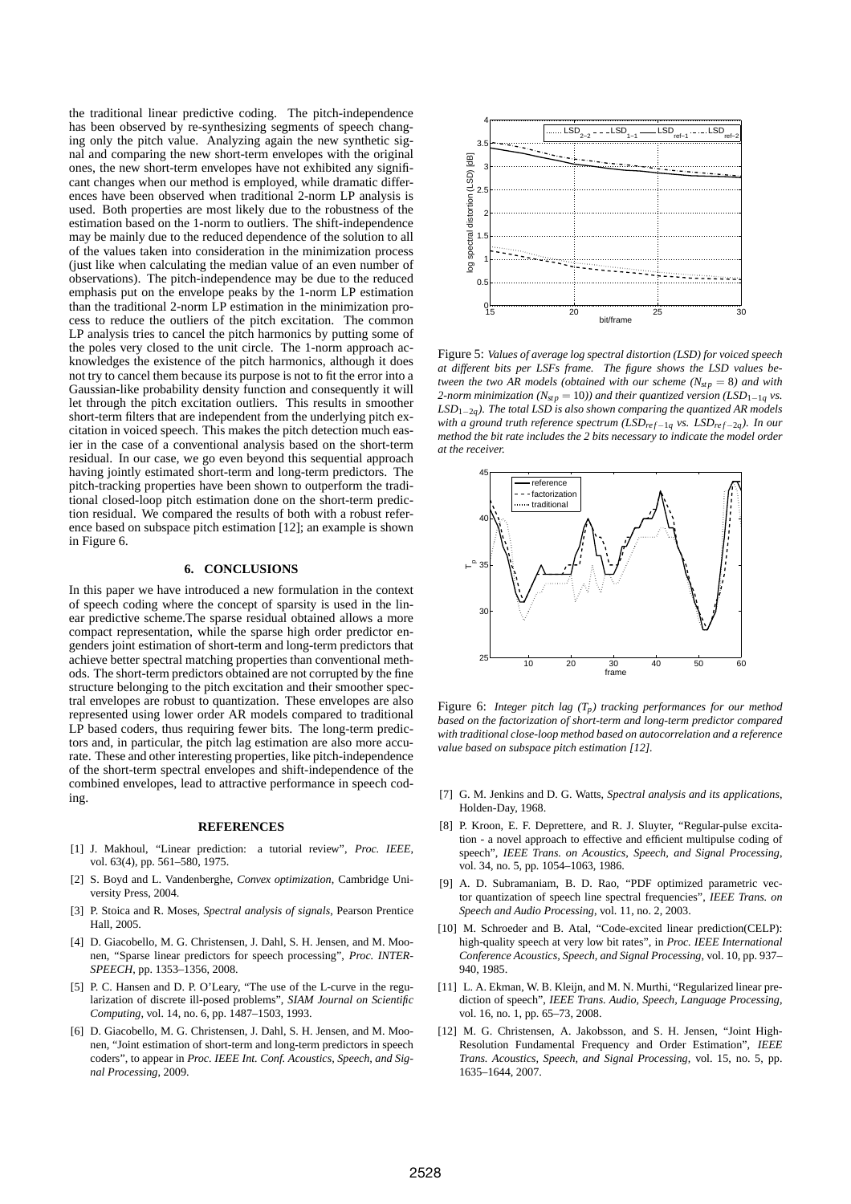the traditional linear predictive coding. The pitch-independence has been observed by re-synthesizing segments of speech changing only the pitch value. Analyzing again the new synthetic signal and comparing the new short-term envelopes with the original ones, the new short-term envelopes have not exhibited any significant changes when our method is employed, while dramatic differences have been observed when traditional 2-norm LP analysis is used. Both properties are most likely due to the robustness of the estimation based on the 1-norm to outliers. The shift-independence may be mainly due to the reduced dependence of the solution to all of the values taken into consideration in the minimization process (just like when calculating the median value of an even number of observations). The pitch-independence may be due to the reduced emphasis put on the envelope peaks by the 1-norm LP estimation than the traditional 2-norm LP estimation in the minimization process to reduce the outliers of the pitch excitation. The common LP analysis tries to cancel the pitch harmonics by putting some of the poles very closed to the unit circle. The 1-norm approach acknowledges the existence of the pitch harmonics, although it does not try to cancel them because its purpose is not to fit the error into a Gaussian-like probability density function and consequently it will let through the pitch excitation outliers. This results in smoother short-term filters that are independent from the underlying pitch excitation in voiced speech. This makes the pitch detection much easier in the case of a conventional analysis based on the short-term residual. In our case, we go even beyond this sequential approach having jointly estimated short-term and long-term predictors. The pitch-tracking properties have been shown to outperform the traditional closed-loop pitch estimation done on the short-term prediction residual. We compared the results of both with a robust reference based on subspace pitch estimation [12]; an example is shown in Figure 6.

## 6. CONCLUSIONS

In this paper we have introduced a new formulation in the context of speech coding where the concept of sparsity is used in the linear predictive scheme.The sparse residual obtained allows a more compact representation, while the sparse high order predictor engenders joint estimation of short-term and long-term predictors that achieve better spectral matching properties than conventional methods. The short-term predictors obtained are not corrupted by the fine structure belonging to the pitch excitation and their smoother spectral envelopes are robust to quantization. These envelopes are also represented using lower order AR models compared to traditional LP based coders, thus requiring fewer bits. The long-term predictors and, in particular, the pitch lag estimation are also more accurate. These and other interesting properties, like pitch-independence of the short-term spectral envelopes and shift-independence of the combined envelopes, lead to attractive performance in speech coding.

## REFERENCES

[1] J. Makhoul, "Linear prediction: a tutorial review", *Proc. IEEE*, vol. 63(4), pp. 561–580, 1975.

[2] S. Boyd and L. Vandenberghe, *Convex optimization*, Cambridge University Press, 2004.

[3] P. Stoica and R. Moses, *Spectral analysis of signals*, Pearson Prentice Hall, 2005.

[4] D. Giacobello, M. G. Christensen, J. Dahl, S. H. Jensen, and M. Moonen, "Sparse linear predictors for speech processing", *Proc. INTERSPEECH*, pp. 1353–1356, 2008.

[5] P. C. Hansen and D. P. O'Leary, "The use of the L-curve in the regularization of discrete ill-posed problems", *SIAM Journal on Scientific Computing*, vol. 14, no. 6, pp. 1487–1503, 1993.

[6] D. Giacobello, M. G. Christensen, J. Dahl, S. H. Jensen, and M. Moonen, "Joint estimation of short-term and long-term predictors in speech coders", to appear in *Proc. IEEE Int. Conf. Acoustics, Speech, and Signal Processing*, 2009.

4
3.5
3
2.5
2
1.5
1
0.5
0
15 20 25 30
bit/frame
log spectral distortion (LSD) [dB]
$LSD_{2-2}$ $LSD_{1-1}$ $LSD_{ref-1}$ $LSD_{ref-2}$

Figure 5: *Values of average log spectral distortion (LSD) for voiced speech at different bits per LSFs frame. The figure shows the LSD values between the two AR models (obtained with our scheme ($N_{stp} = 8$) and with 2-norm minimization ($N_{stp} = 10$)) and their quantized version ($LSD_{1-1q}$ vs. $LSD_{1-2q}$). The total LSD is also shown comparing the quantized AR models with a ground truth reference spectrum ($LSD_{ref-1q}$ vs. $LSD_{ref-2q}$). In our method the bit rate includes the 2 bits necessary to indicate the model order at the receiver.*

45
40
35
30
25
10 20 30 40 50 60
frame
$T_p$
reference
factorization
traditional

Figure 6: *Integer pitch lag ($T_p$) tracking performances for our method based on the factorization of short-term and long-term predictor compared with traditional close-loop method based on autocorrelation and a reference value based on subspace pitch estimation [12].*

[7] G. M. Jenkins and D. G. Watts, *Spectral analysis and its applications*, Holden-Day, 1968.

[8] P. Kroon, E. F. Deprettere, and R. J. Sluyter, "Regular-pulse excitation - a novel approach to effective and efficient multipulse coding of speech", *IEEE Trans. on Acoustics, Speech, and Signal Processing*, vol. 34, no. 5, pp. 1054–1063, 1986.

[9] A. D. Subramaniam, B. D. Rao, "PDF optimized parametric vector quantization of speech line spectral frequencies", *IEEE Trans. on Speech and Audio Processing*, vol. 11, no. 2, 2003.

[10] M. Schroeder and B. Atal, "Code-excited linear prediction(CELP): high-quality speech at very low bit rates", in *Proc. IEEE International Conference Acoustics, Speech, and Signal Processing*, vol. 10, pp. 937–940, 1985.

[11] L. A. Ekman, W. B. Kleijn, and M. N. Murthi, "Regularized linear prediction of speech", *IEEE Trans. Audio, Speech, Language Processing*, vol. 16, no. 1, pp. 65–73, 2008.

[12] M. G. Christensen, A. Jakobsson, and S. H. Jensen, "Joint High-Resolution Fundamental Frequency and Order Estimation", *IEEE Trans. Acoustics, Speech, and Signal Processing*, vol. 15, no. 5, pp. 1635–1644, 2007.